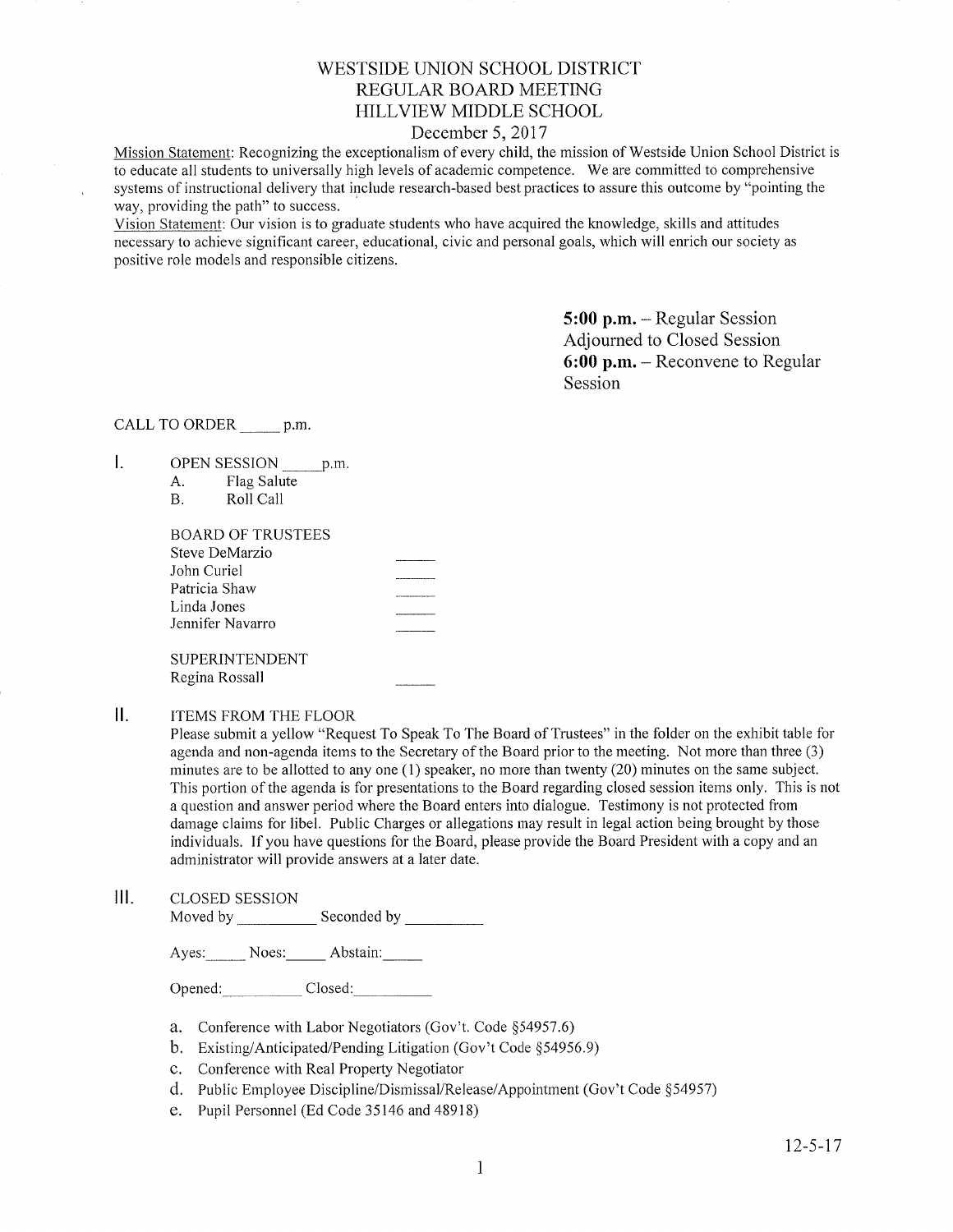# WESTSIDE UNION SCHOOL DISTRICT
## REGULAR BOARD MEETING
## HILLVIEW MIDDLE SCHOOL
### December 5, 2017

Mission Statement: Recognizing the exceptionalism of every child, the mission of Westside Union School District is to educate all students to universally high levels of academic competence. We are committed to comprehensive systems of instructional delivery that include research-based best practices to assure this outcome by "pointing the way, providing the path" to success.

Vision Statement: Our vision is to graduate students who have acquired the knowledge, skills and attitudes necessary to achieve significant career, educational, civic and personal goals, which will enrich our society as positive role models and responsible citizens.

**5:00 p.m.** – Regular Session
Adjourned to Closed Session
**6:00 p.m.** – Reconvene to Regular Session

CALL TO ORDER _____ p.m.

I. OPEN SESSION _____ p.m.
   A. Flag Salute
   B. Roll Call

   BOARD OF TRUSTEES
   Steve DeMarzio _____
   John Curiel _____
   Patricia Shaw _____
   Linda Jones _____
   Jennifer Navarro _____

   SUPERINTENDENT
   Regina Rossall _____

II. ITEMS FROM THE FLOOR

Please submit a yellow "Request To Speak To The Board of Trustees" in the folder on the exhibit table for agenda and non-agenda items to the Secretary of the Board prior to the meeting. Not more than three (3) minutes are to be allotted to any one (1) speaker, no more than twenty (20) minutes on the same subject. This portion of the agenda is for presentations to the Board regarding closed session items only. This is not a question and answer period where the Board enters into dialogue. Testimony is not protected from damage claims for libel. Public Charges or allegations may result in legal action being brought by those individuals. If you have questions for the Board, please provide the Board President with a copy and an administrator will provide answers at a later date.

III. CLOSED SESSION

Moved by __________ Seconded by __________

Ayes:_____ Noes:_____ Abstain:_____

Opened:__________ Closed:__________

a. Conference with Labor Negotiators (Gov't. Code §54957.6)
b. Existing/Anticipated/Pending Litigation (Gov't Code §54956.9)
c. Conference with Real Property Negotiator
d. Public Employee Discipline/Dismissal/Release/Appointment (Gov't Code §54957)
e. Pupil Personnel (Ed Code 35146 and 48918)

12-5-17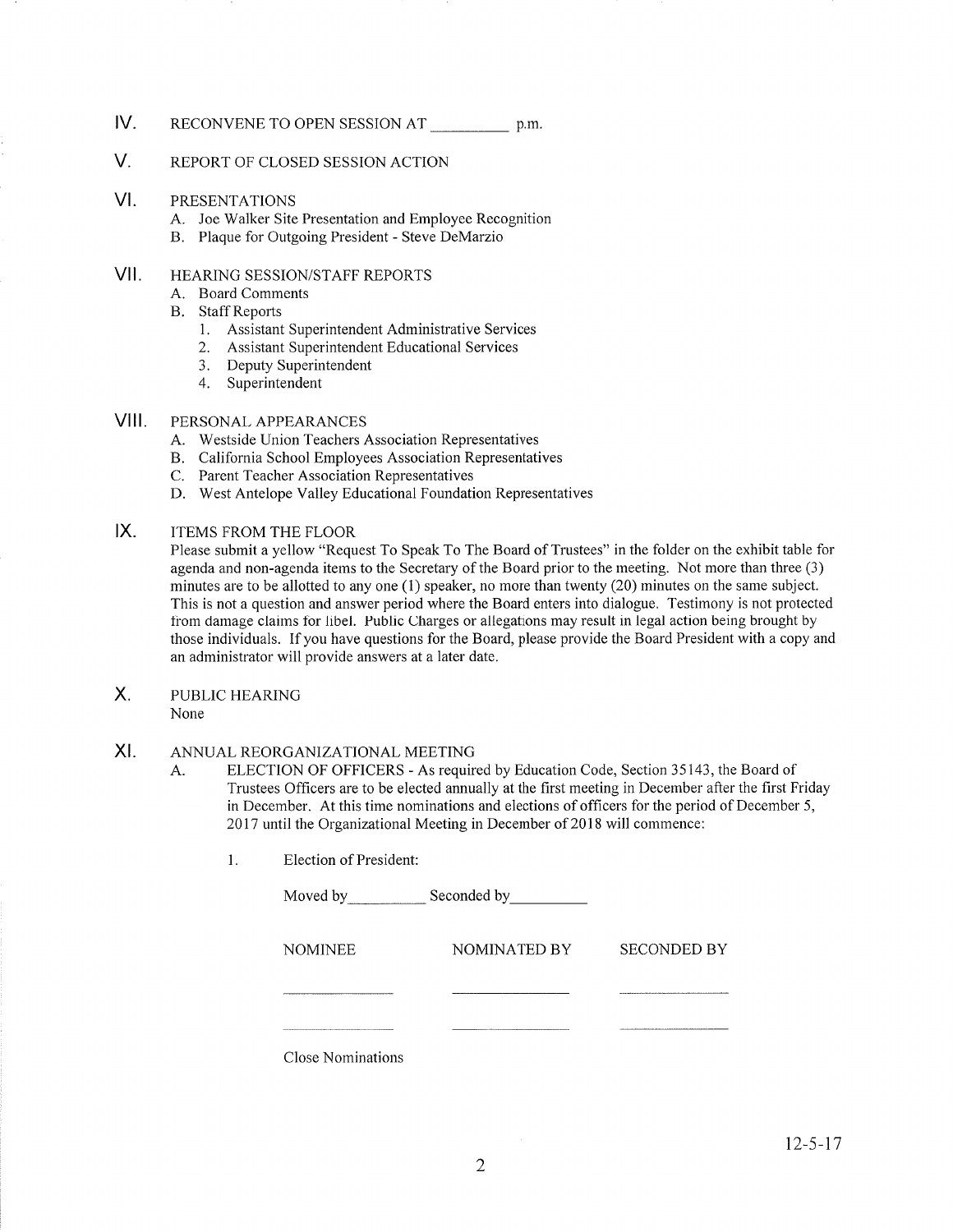IV. RECONVENE TO OPEN SESSION AT __________ p.m.

V. REPORT OF CLOSED SESSION ACTION

VI. PRESENTATIONS

A. Joe Walker Site Presentation and Employee Recognition
B. Plaque for Outgoing President - Steve DeMarzio

VII. HEARING SESSION/STAFF REPORTS

A. Board Comments
B. Staff Reports
   1. Assistant Superintendent Administrative Services
   2. Assistant Superintendent Educational Services
   3. Deputy Superintendent
   4. Superintendent

VIII. PERSONAL APPEARANCES

A. Westside Union Teachers Association Representatives
B. California School Employees Association Representatives
C. Parent Teacher Association Representatives
D. West Antelope Valley Educational Foundation Representatives

IX. ITEMS FROM THE FLOOR

Please submit a yellow "Request To Speak To The Board of Trustees" in the folder on the exhibit table for agenda and non-agenda items to the Secretary of the Board prior to the meeting. Not more than three (3) minutes are to be allotted to any one (1) speaker, no more than twenty (20) minutes on the same subject. This is not a question and answer period where the Board enters into dialogue. Testimony is not protected from damage claims for libel. Public Charges or allegations may result in legal action being brought by those individuals. If you have questions for the Board, please provide the Board President with a copy and an administrator will provide answers at a later date.

X. PUBLIC HEARING

None

XI. ANNUAL REORGANIZATIONAL MEETING

A. ELECTION OF OFFICERS - As required by Education Code, Section 35143, the Board of Trustees Officers are to be elected annually at the first meeting in December after the first Friday in December. At this time nominations and elections of officers for the period of December 5, 2017 until the Organizational Meeting in December of 2018 will commence:

1. Election of President:

Moved by__________ Seconded by__________

| NOMINEE | NOMINATED BY | SECONDED BY |
|---|---|---|
| __________ | __________ | __________ |
| __________ | __________ | __________ |

Close Nominations

12-5-17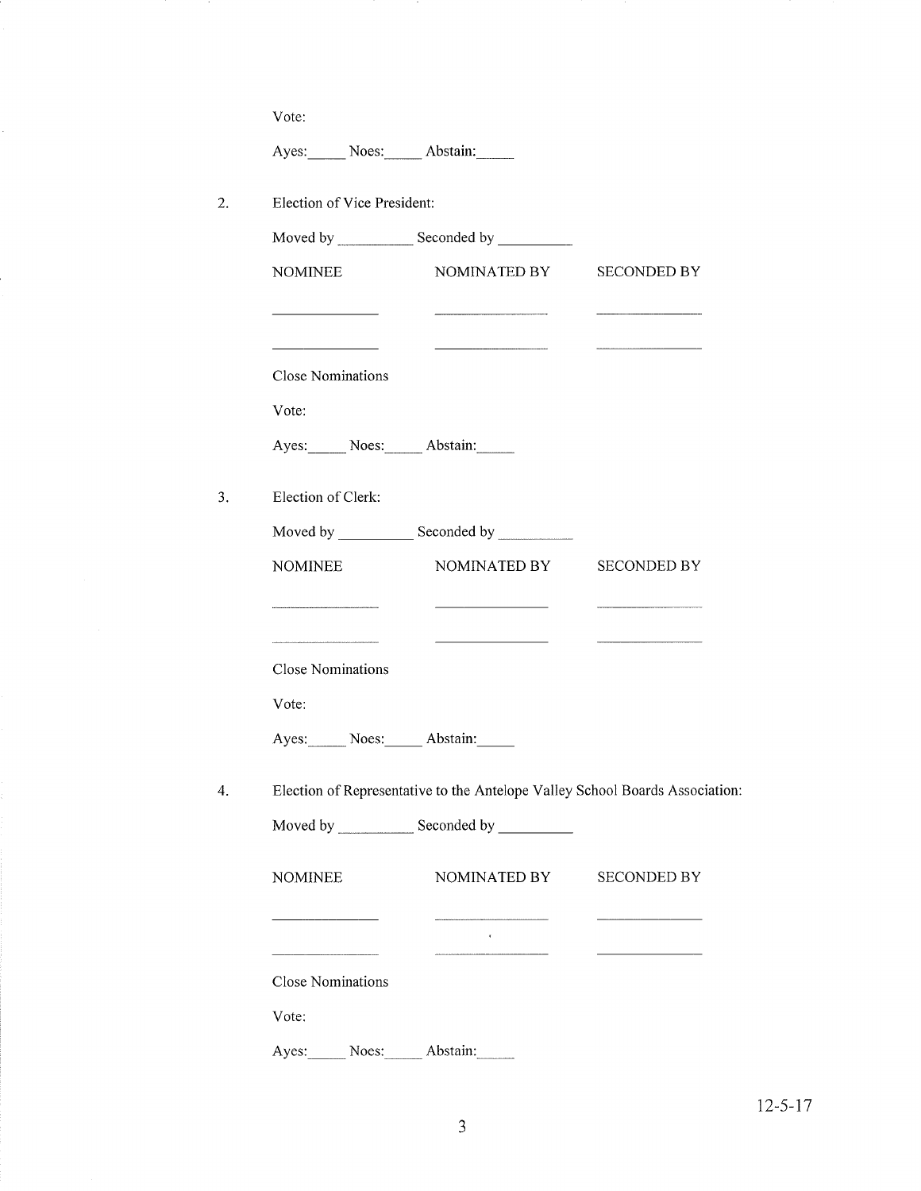Vote:

Ayes:_____ Noes:_____ Abstain:_____

2. Election of Vice President:

   Moved by __________ Seconded by __________

| NOMINEE | NOMINATED BY | SECONDED BY |
| --- | --- | --- |
| __________ | __________ | __________ |
| __________ | __________ | __________ |

   Close Nominations

   Vote:

   Ayes:_____ Noes:_____ Abstain:_____

3. Election of Clerk:

   Moved by __________ Seconded by __________

| NOMINEE | NOMINATED BY | SECONDED BY |
| --- | --- | --- |
| __________ | __________ | __________ |
| __________ | __________ | __________ |

   Close Nominations

   Vote:

   Ayes:_____ Noes:_____ Abstain:_____

4. Election of Representative to the Antelope Valley School Boards Association:

   Moved by __________ Seconded by __________

| NOMINEE | NOMINATED BY | SECONDED BY |
| --- | --- | --- |
| __________ | __________ | __________ |
| __________ | __________ | __________ |

   Close Nominations

   Vote:

   Ayes:_____ Noes:_____ Abstain:_____

12-5-17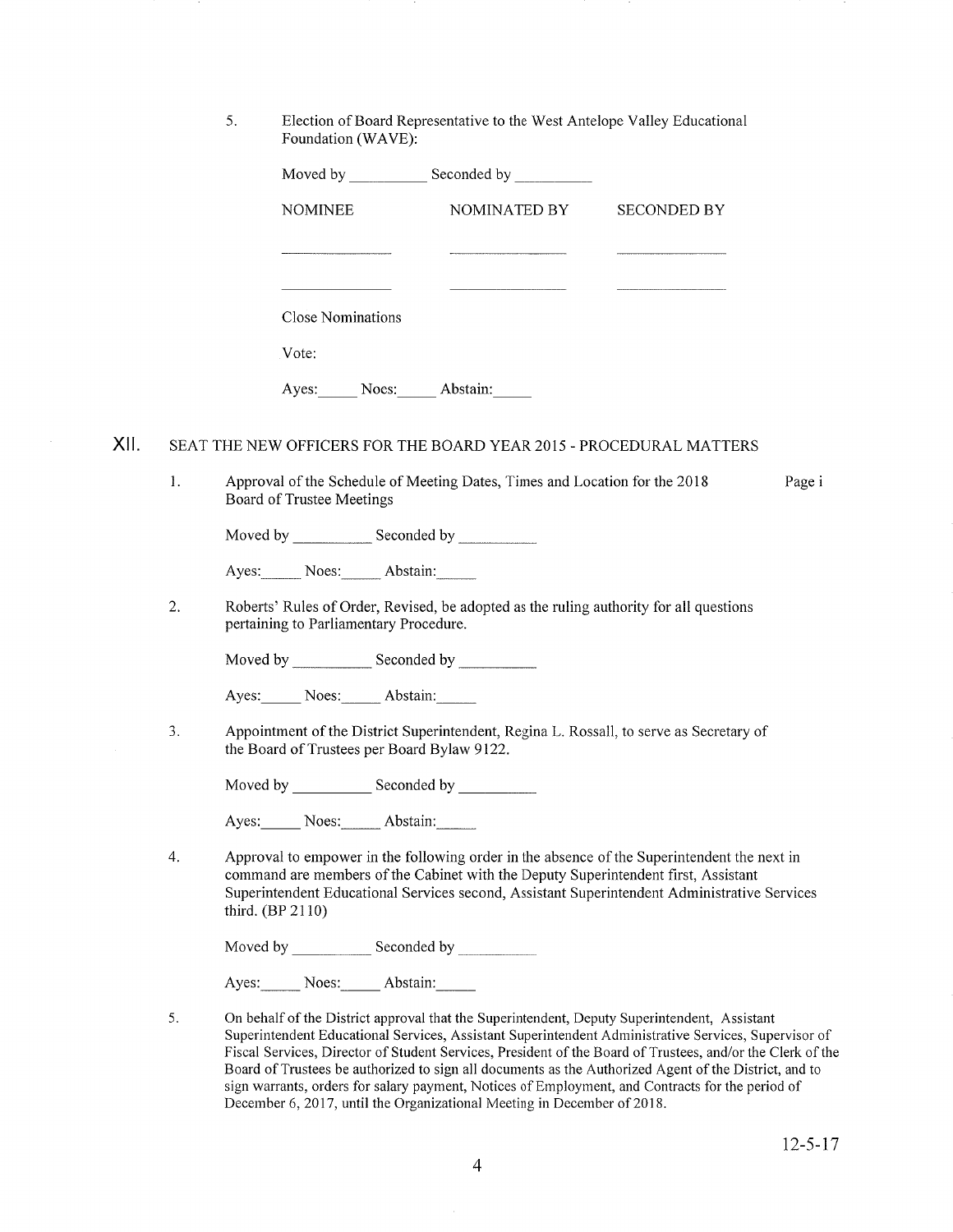5. Election of Board Representative to the West Antelope Valley Educational Foundation (WAVE):

   Moved by __________ Seconded by __________

   | NOMINEE | NOMINATED BY | SECONDED BY |
   | --- | --- | --- |
   | __________ | __________ | __________ |
   | __________ | __________ | __________ |

   Close Nominations

   Vote:

   Ayes:_____ Noes:_____ Abstain:_____

## XII. SEAT THE NEW OFFICERS FOR THE BOARD YEAR 2015 - PROCEDURAL MATTERS

1. Approval of the Schedule of Meeting Dates, Times and Location for the 2018 Board of Trustee Meetings — Page i

   Moved by __________ Seconded by __________

   Ayes:_____ Noes:_____ Abstain:_____

2. Roberts' Rules of Order, Revised, be adopted as the ruling authority for all questions pertaining to Parliamentary Procedure.

   Moved by __________ Seconded by __________

   Ayes:_____ Noes:_____ Abstain:_____

3. Appointment of the District Superintendent, Regina L. Rossall, to serve as Secretary of the Board of Trustees per Board Bylaw 9122.

   Moved by __________ Seconded by __________

   Ayes:_____ Noes:_____ Abstain:_____

4. Approval to empower in the following order in the absence of the Superintendent the next in command are members of the Cabinet with the Deputy Superintendent first, Assistant Superintendent Educational Services second, Assistant Superintendent Administrative Services third. (BP 2110)

   Moved by __________ Seconded by __________

   Ayes:_____ Noes:_____ Abstain:_____

5. On behalf of the District approval that the Superintendent, Deputy Superintendent, Assistant Superintendent Educational Services, Assistant Superintendent Administrative Services, Supervisor of Fiscal Services, Director of Student Services, President of the Board of Trustees, and/or the Clerk of the Board of Trustees be authorized to sign all documents as the Authorized Agent of the District, and to sign warrants, orders for salary payment, Notices of Employment, and Contracts for the period of December 6, 2017, until the Organizational Meeting in December of 2018.

12-5-17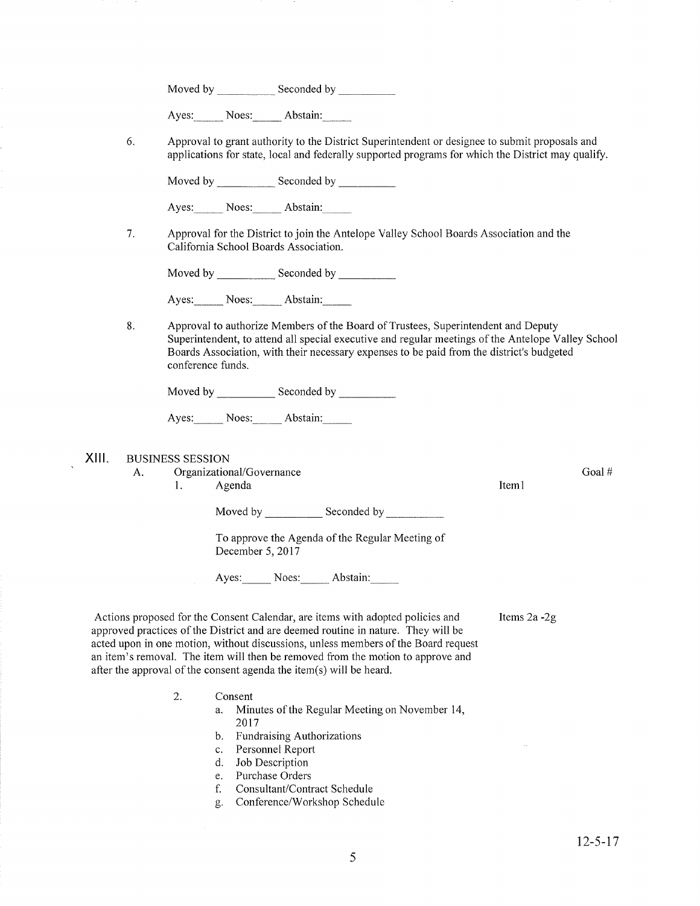Moved by __________ Seconded by __________

Ayes:_____ Noes:_____ Abstain:_____

6. Approval to grant authority to the District Superintendent or designee to submit proposals and applications for state, local and federally supported programs for which the District may qualify.

   Moved by __________ Seconded by __________

   Ayes:_____ Noes:_____ Abstain:_____

7. Approval for the District to join the Antelope Valley School Boards Association and the California School Boards Association.

   Moved by __________ Seconded by __________

   Ayes:_____ Noes:_____ Abstain:_____

8. Approval to authorize Members of the Board of Trustees, Superintendent and Deputy Superintendent, to attend all special executive and regular meetings of the Antelope Valley School Boards Association, with their necessary expenses to be paid from the district's budgeted conference funds.

   Moved by __________ Seconded by __________

   Ayes:_____ Noes:_____ Abstain:_____

## XIII. BUSINESS SESSION

A. Organizational/Governance — Goal #

1. Agenda — Item1

   Moved by __________ Seconded by __________

   To approve the Agenda of the Regular Meeting of December 5, 2017

   Ayes:_____ Noes:_____ Abstain:_____

Actions proposed for the Consent Calendar, are items with adopted policies and approved practices of the District and are deemed routine in nature. They will be acted upon in one motion, without discussions, unless members of the Board request an item's removal. The item will then be removed from the motion to approve and after the approval of the consent agenda the item(s) will be heard. — Items 2a -2g

2. Consent
   a. Minutes of the Regular Meeting on November 14, 2017
   b. Fundraising Authorizations
   c. Personnel Report
   d. Job Description
   e. Purchase Orders
   f. Consultant/Contract Schedule
   g. Conference/Workshop Schedule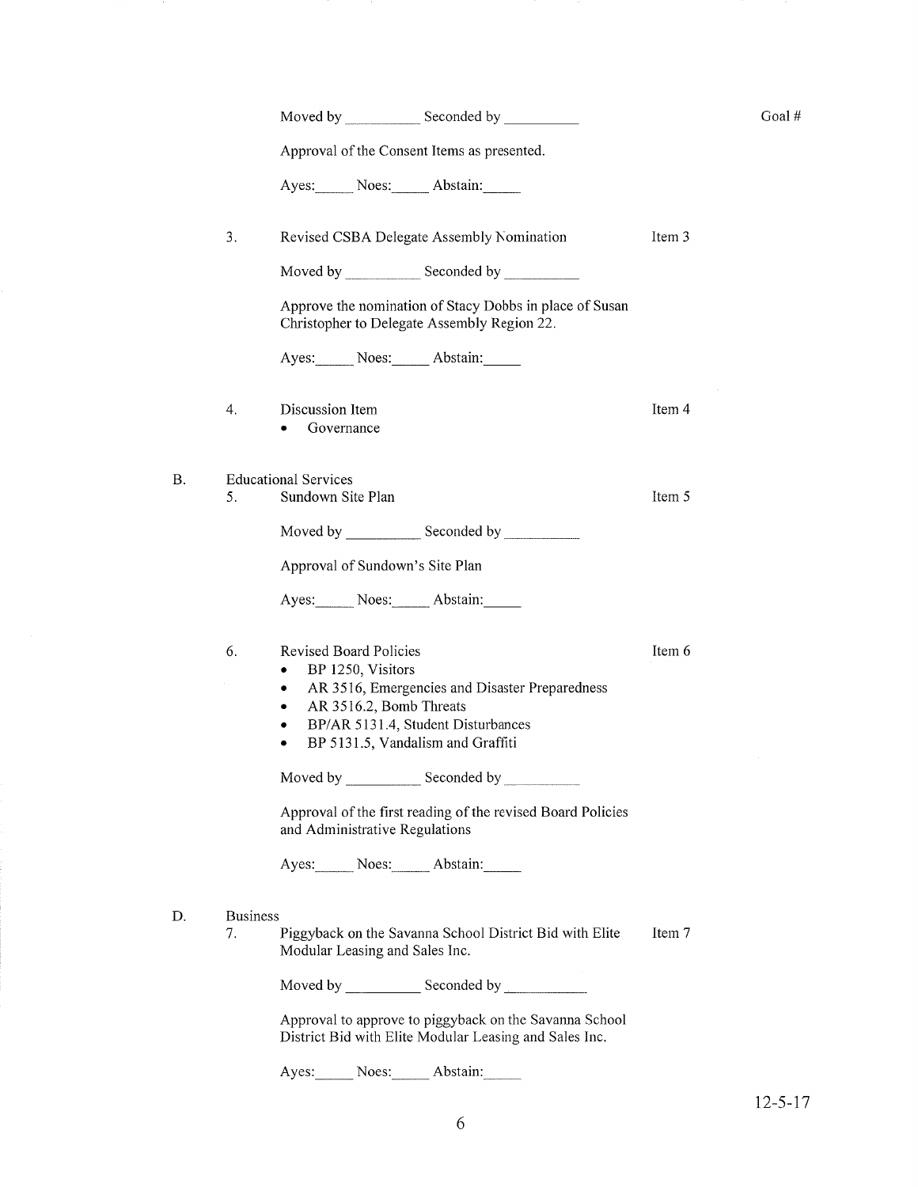Moved by __________ Seconded by __________ Goal #

Approval of the Consent Items as presented.

Ayes:_____ Noes:_____ Abstain:_____

3. Revised CSBA Delegate Assembly Nomination — Item 3

Moved by __________ Seconded by __________

Approve the nomination of Stacy Dobbs in place of Susan Christopher to Delegate Assembly Region 22.

Ayes:_____ Noes:_____ Abstain:_____

4. Discussion Item — Item 4
   - Governance

B. Educational Services

5. Sundown Site Plan — Item 5

Moved by __________ Seconded by __________

Approval of Sundown's Site Plan

Ayes:_____ Noes:_____ Abstain:_____

6. Revised Board Policies — Item 6
   - BP 1250, Visitors
   - AR 3516, Emergencies and Disaster Preparedness
   - AR 3516.2, Bomb Threats
   - BP/AR 5131.4, Student Disturbances
   - BP 5131.5, Vandalism and Graffiti

Moved by __________ Seconded by __________

Approval of the first reading of the revised Board Policies and Administrative Regulations

Ayes:_____ Noes:_____ Abstain:_____

D. Business

7. Piggyback on the Savanna School District Bid with Elite Modular Leasing and Sales Inc. — Item 7

Moved by __________ Seconded by __________

Approval to approve to piggyback on the Savanna School District Bid with Elite Modular Leasing and Sales Inc.

Ayes:_____ Noes:_____ Abstain:_____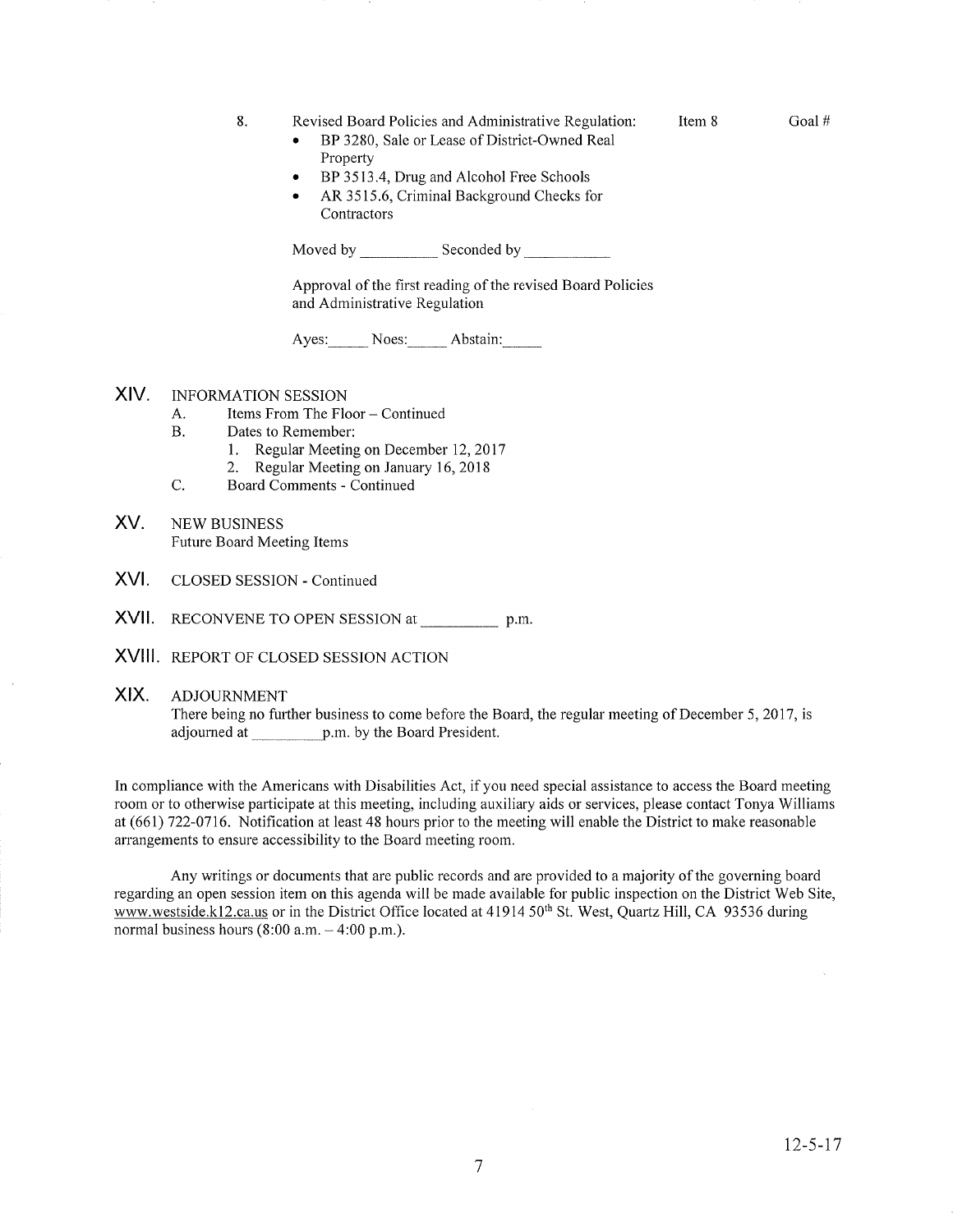8. Revised Board Policies and Administrative Regulation: Item 8 Goal #

- BP 3280, Sale or Lease of District-Owned Real Property
- BP 3513.4, Drug and Alcohol Free Schools
- AR 3515.6, Criminal Background Checks for Contractors

Moved by __________ Seconded by __________

Approval of the first reading of the revised Board Policies and Administrative Regulation

Ayes:_____ Noes:_____ Abstain:_____

## XIV. INFORMATION SESSION

A. Items From The Floor – Continued

B. Dates to Remember:
   1. Regular Meeting on December 12, 2017
   2. Regular Meeting on January 16, 2018

C. Board Comments - Continued

## XV. NEW BUSINESS

Future Board Meeting Items

## XVI. CLOSED SESSION - Continued

## XVII. RECONVENE TO OPEN SESSION at __________ p.m.

## XVIII. REPORT OF CLOSED SESSION ACTION

## XIX. ADJOURNMENT

There being no further business to come before the Board, the regular meeting of December 5, 2017, is adjourned at __________ p.m. by the Board President.

In compliance with the Americans with Disabilities Act, if you need special assistance to access the Board meeting room or to otherwise participate at this meeting, including auxiliary aids or services, please contact Tonya Williams at (661) 722-0716. Notification at least 48 hours prior to the meeting will enable the District to make reasonable arrangements to ensure accessibility to the Board meeting room.

Any writings or documents that are public records and are provided to a majority of the governing board regarding an open session item on this agenda will be made available for public inspection on the District Web Site, www.westside.k12.ca.us or in the District Office located at 41914 50th St. West, Quartz Hill, CA 93536 during normal business hours (8:00 a.m. – 4:00 p.m.).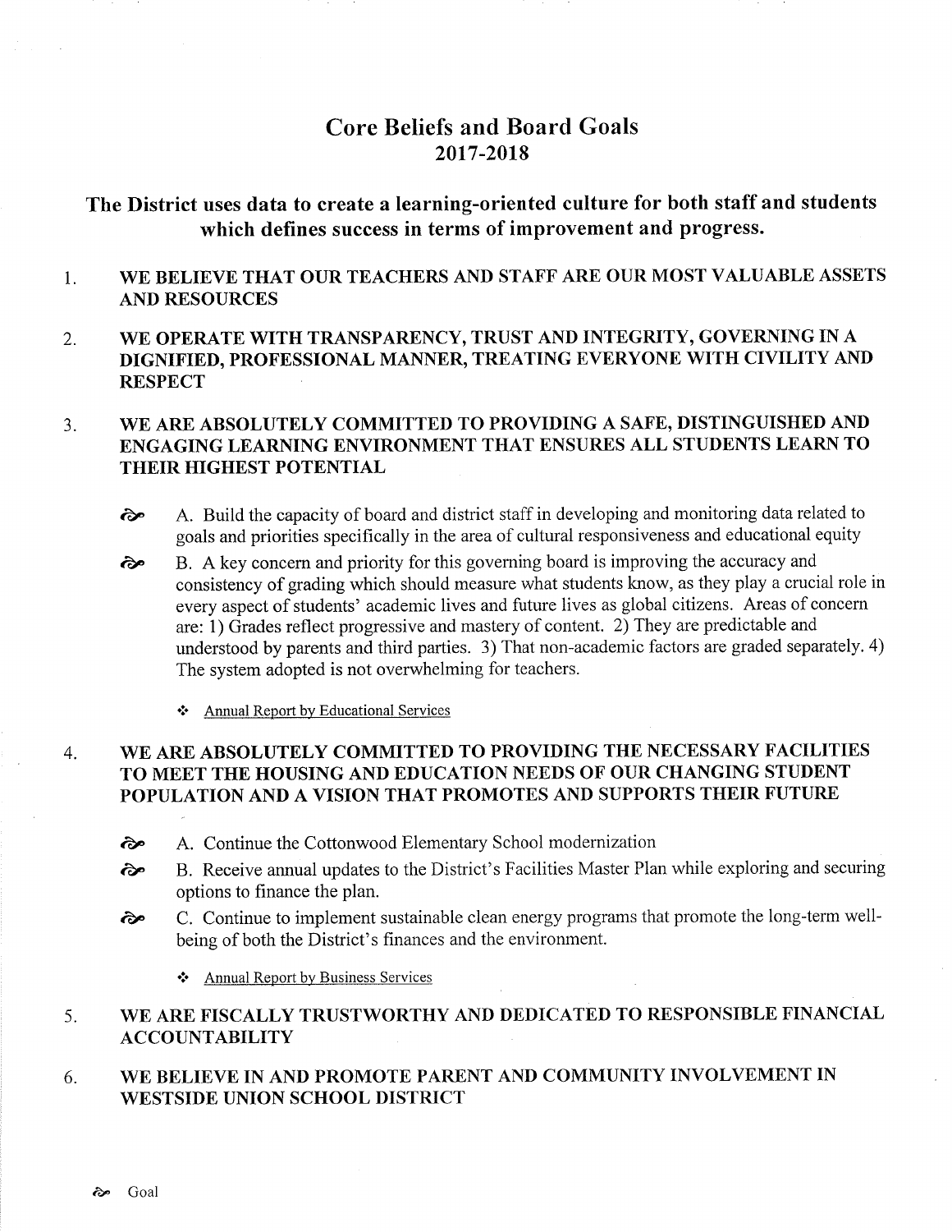# Core Beliefs and Board Goals
## 2017-2018

### The District uses data to create a learning-oriented culture for both staff and students which defines success in terms of improvement and progress.

1. **WE BELIEVE THAT OUR TEACHERS AND STAFF ARE OUR MOST VALUABLE ASSETS AND RESOURCES**

2. **WE OPERATE WITH TRANSPARENCY, TRUST AND INTEGRITY, GOVERNING IN A DIGNIFIED, PROFESSIONAL MANNER, TREATING EVERYONE WITH CIVILITY AND RESPECT**

3. **WE ARE ABSOLUTELY COMMITTED TO PROVIDING A SAFE, DISTINGUISHED AND ENGAGING LEARNING ENVIRONMENT THAT ENSURES ALL STUDENTS LEARN TO THEIR HIGHEST POTENTIAL**

   - ☙ A. Build the capacity of board and district staff in developing and monitoring data related to goals and priorities specifically in the area of cultural responsiveness and educational equity
   - ☙ B. A key concern and priority for this governing board is improving the accuracy and consistency of grading which should measure what students know, as they play a crucial role in every aspect of students' academic lives and future lives as global citizens. Areas of concern are: 1) Grades reflect progressive and mastery of content. 2) They are predictable and understood by parents and third parties. 3) That non-academic factors are graded separately. 4) The system adopted is not overwhelming for teachers.

     - ❖ Annual Report by Educational Services

4. **WE ARE ABSOLUTELY COMMITTED TO PROVIDING THE NECESSARY FACILITIES TO MEET THE HOUSING AND EDUCATION NEEDS OF OUR CHANGING STUDENT POPULATION AND A VISION THAT PROMOTES AND SUPPORTS THEIR FUTURE**

   - ☙ A. Continue the Cottonwood Elementary School modernization
   - ☙ B. Receive annual updates to the District's Facilities Master Plan while exploring and securing options to finance the plan.
   - ☙ C. Continue to implement sustainable clean energy programs that promote the long-term well-being of both the District's finances and the environment.

     - ❖ Annual Report by Business Services

5. **WE ARE FISCALLY TRUSTWORTHY AND DEDICATED TO RESPONSIBLE FINANCIAL ACCOUNTABILITY**

6. **WE BELIEVE IN AND PROMOTE PARENT AND COMMUNITY INVOLVEMENT IN WESTSIDE UNION SCHOOL DISTRICT**

☙ Goal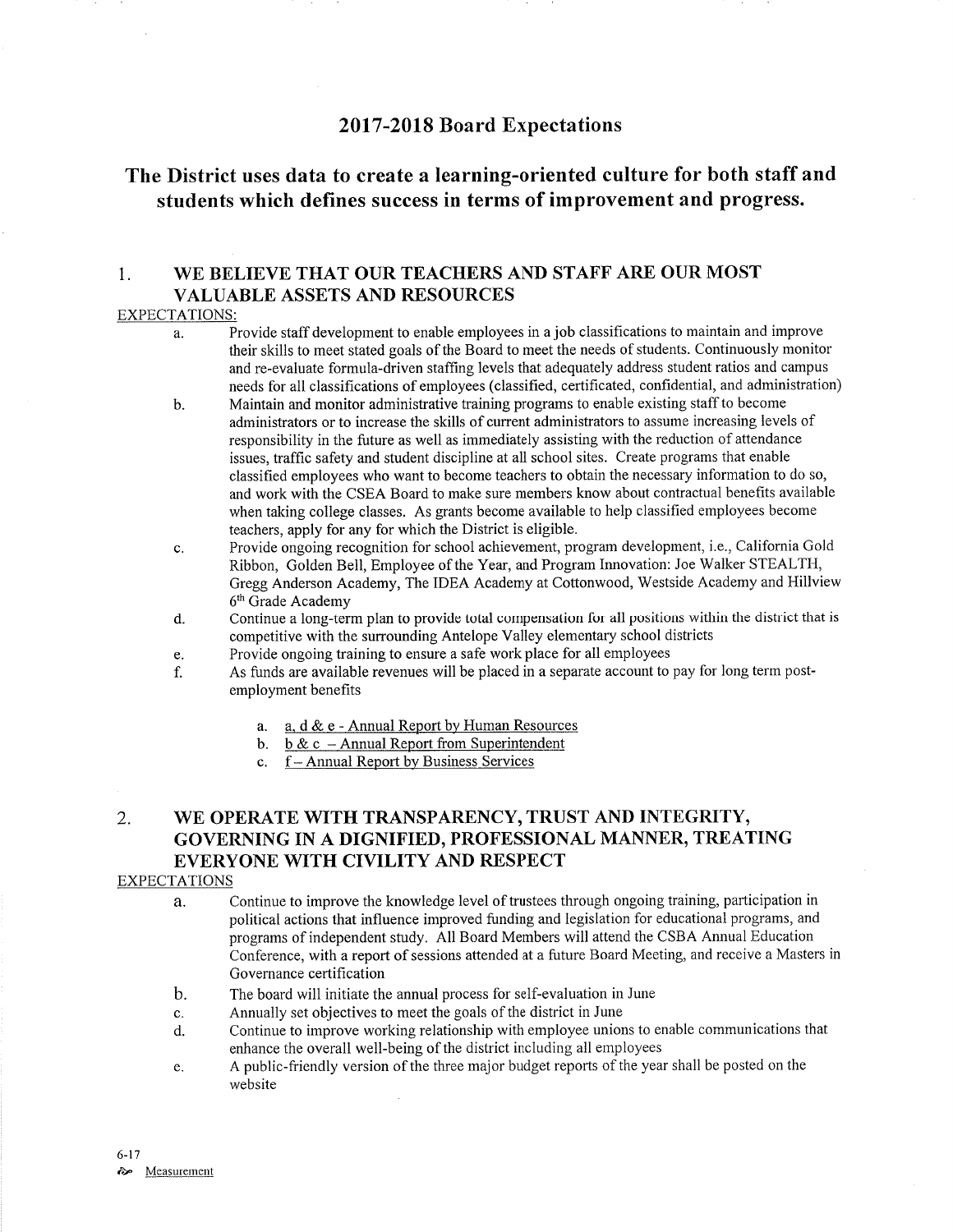# 2017-2018 Board Expectations

## The District uses data to create a learning-oriented culture for both staff and students which defines success in terms of improvement and progress.

### 1. WE BELIEVE THAT OUR TEACHERS AND STAFF ARE OUR MOST VALUABLE ASSETS AND RESOURCES

EXPECTATIONS:

a. Provide staff development to enable employees in a job classifications to maintain and improve their skills to meet stated goals of the Board to meet the needs of students. Continuously monitor and re-evaluate formula-driven staffing levels that adequately address student ratios and campus needs for all classifications of employees (classified, certificated, confidential, and administration)

b. Maintain and monitor administrative training programs to enable existing staff to become administrators or to increase the skills of current administrators to assume increasing levels of responsibility in the future as well as immediately assisting with the reduction of attendance issues, traffic safety and student discipline at all school sites. Create programs that enable classified employees who want to become teachers to obtain the necessary information to do so, and work with the CSEA Board to make sure members know about contractual benefits available when taking college classes. As grants become available to help classified employees become teachers, apply for any for which the District is eligible.

c. Provide ongoing recognition for school achievement, program development, i.e., California Gold Ribbon, Golden Bell, Employee of the Year, and Program Innovation: Joe Walker STEALTH, Gregg Anderson Academy, The IDEA Academy at Cottonwood, Westside Academy and Hillview 6th Grade Academy

d. Continue a long-term plan to provide total compensation for all positions within the district that is competitive with the surrounding Antelope Valley elementary school districts

e. Provide ongoing training to ensure a safe work place for all employees

f. As funds are available revenues will be placed in a separate account to pay for long term post-employment benefits

   a. a, d & e - Annual Report by Human Resources
   b. b & c – Annual Report from Superintendent
   c. f – Annual Report by Business Services

### 2. WE OPERATE WITH TRANSPARENCY, TRUST AND INTEGRITY, GOVERNING IN A DIGNIFIED, PROFESSIONAL MANNER, TREATING EVERYONE WITH CIVILITY AND RESPECT

EXPECTATIONS

a. Continue to improve the knowledge level of trustees through ongoing training, participation in political actions that influence improved funding and legislation for educational programs, and programs of independent study. All Board Members will attend the CSBA Annual Education Conference, with a report of sessions attended at a future Board Meeting, and receive a Masters in Governance certification

b. The board will initiate the annual process for self-evaluation in June

c. Annually set objectives to meet the goals of the district in June

d. Continue to improve working relationship with employee unions to enable communications that enhance the overall well-being of the district including all employees

e. A public-friendly version of the three major budget reports of the year shall be posted on the website

6-17

Measurement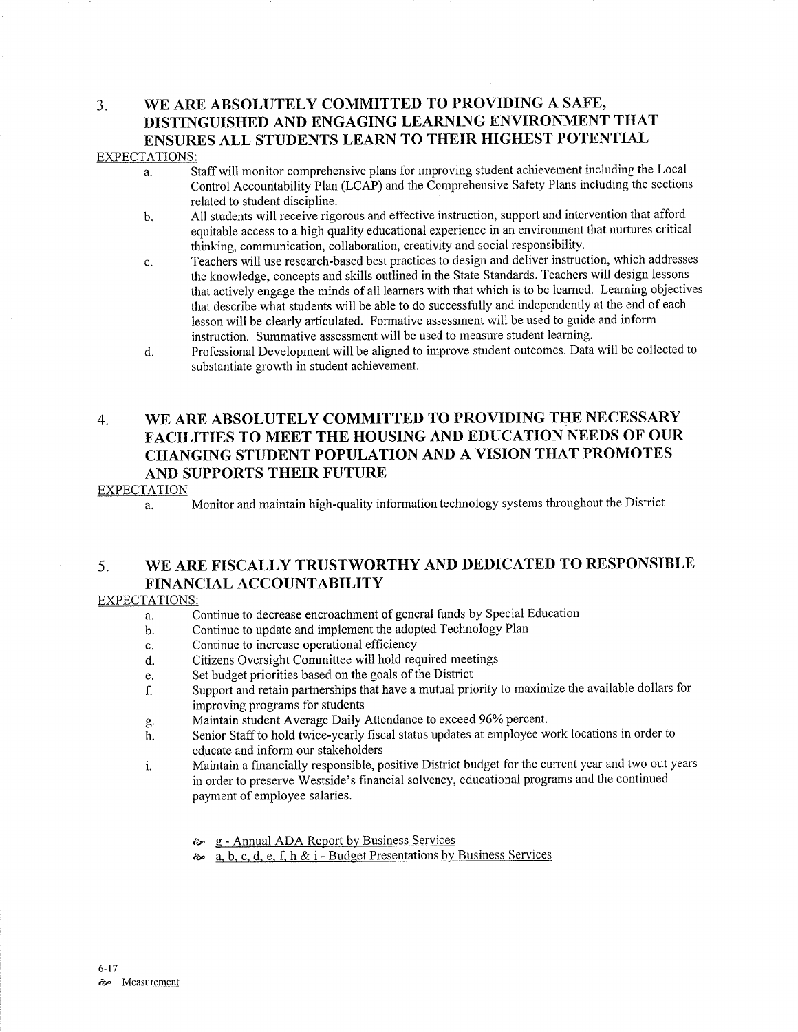## 3. WE ARE ABSOLUTELY COMMITTED TO PROVIDING A SAFE, DISTINGUISHED AND ENGAGING LEARNING ENVIRONMENT THAT ENSURES ALL STUDENTS LEARN TO THEIR HIGHEST POTENTIAL

EXPECTATIONS:

a. Staff will monitor comprehensive plans for improving student achievement including the Local Control Accountability Plan (LCAP) and the Comprehensive Safety Plans including the sections related to student discipline.

b. All students will receive rigorous and effective instruction, support and intervention that afford equitable access to a high quality educational experience in an environment that nurtures critical thinking, communication, collaboration, creativity and social responsibility.

c. Teachers will use research-based best practices to design and deliver instruction, which addresses the knowledge, concepts and skills outlined in the State Standards. Teachers will design lessons that actively engage the minds of all learners with that which is to be learned. Learning objectives that describe what students will be able to do successfully and independently at the end of each lesson will be clearly articulated. Formative assessment will be used to guide and inform instruction. Summative assessment will be used to measure student learning.

d. Professional Development will be aligned to improve student outcomes. Data will be collected to substantiate growth in student achievement.

## 4. WE ARE ABSOLUTELY COMMITTED TO PROVIDING THE NECESSARY FACILITIES TO MEET THE HOUSING AND EDUCATION NEEDS OF OUR CHANGING STUDENT POPULATION AND A VISION THAT PROMOTES AND SUPPORTS THEIR FUTURE

EXPECTATION

a. Monitor and maintain high-quality information technology systems throughout the District

## 5. WE ARE FISCALLY TRUSTWORTHY AND DEDICATED TO RESPONSIBLE FINANCIAL ACCOUNTABILITY

EXPECTATIONS:

a. Continue to decrease encroachment of general funds by Special Education

b. Continue to update and implement the adopted Technology Plan

c. Continue to increase operational efficiency

d. Citizens Oversight Committee will hold required meetings

e. Set budget priorities based on the goals of the District

f. Support and retain partnerships that have a mutual priority to maximize the available dollars for improving programs for students

g. Maintain student Average Daily Attendance to exceed 96% percent.

h. Senior Staff to hold twice-yearly fiscal status updates at employee work locations in order to educate and inform our stakeholders

i. Maintain a financially responsible, positive District budget for the current year and two out years in order to preserve Westside's financial solvency, educational programs and the continued payment of employee salaries.

- g - Annual ADA Report by Business Services
- a, b, c, d, e, f, h & i - Budget Presentations by Business Services

6-17

Measurement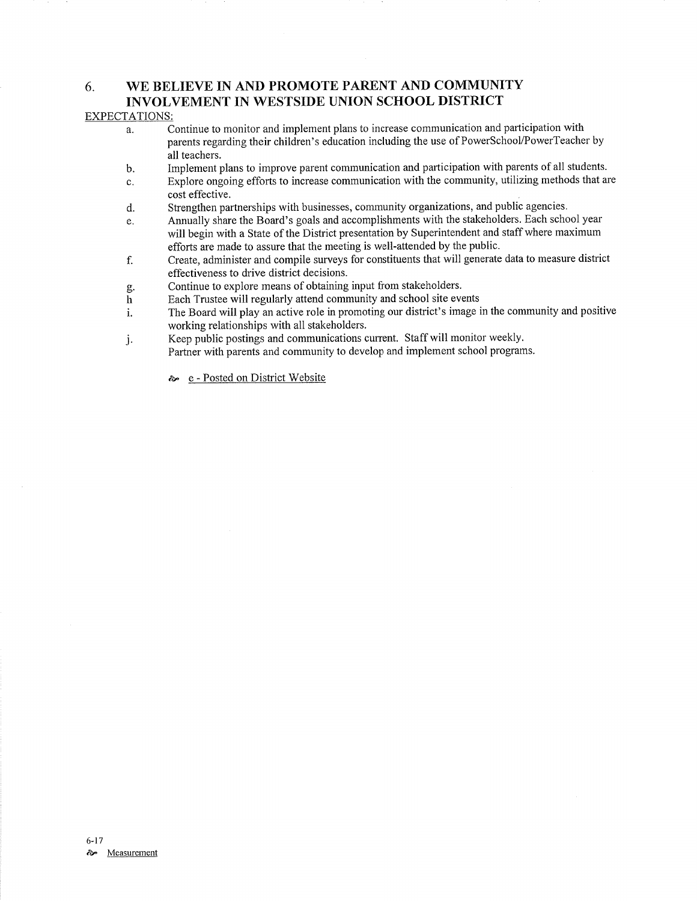## 6. WE BELIEVE IN AND PROMOTE PARENT AND COMMUNITY INVOLVEMENT IN WESTSIDE UNION SCHOOL DISTRICT

EXPECTATIONS:

a. Continue to monitor and implement plans to increase communication and participation with parents regarding their children's education including the use of PowerSchool/PowerTeacher by all teachers.

b. Implement plans to improve parent communication and participation with parents of all students.

c. Explore ongoing efforts to increase communication with the community, utilizing methods that are cost effective.

d. Strengthen partnerships with businesses, community organizations, and public agencies.

e. Annually share the Board's goals and accomplishments with the stakeholders. Each school year will begin with a State of the District presentation by Superintendent and staff where maximum efforts are made to assure that the meeting is well-attended by the public.

f. Create, administer and compile surveys for constituents that will generate data to measure district effectiveness to drive district decisions.

g. Continue to explore means of obtaining input from stakeholders.

h Each Trustee will regularly attend community and school site events

i. The Board will play an active role in promoting our district's image in the community and positive working relationships with all stakeholders.

j. Keep public postings and communications current. Staff will monitor weekly.
Partner with parents and community to develop and implement school programs.

> e - Posted on District Website

6-17

Measurement